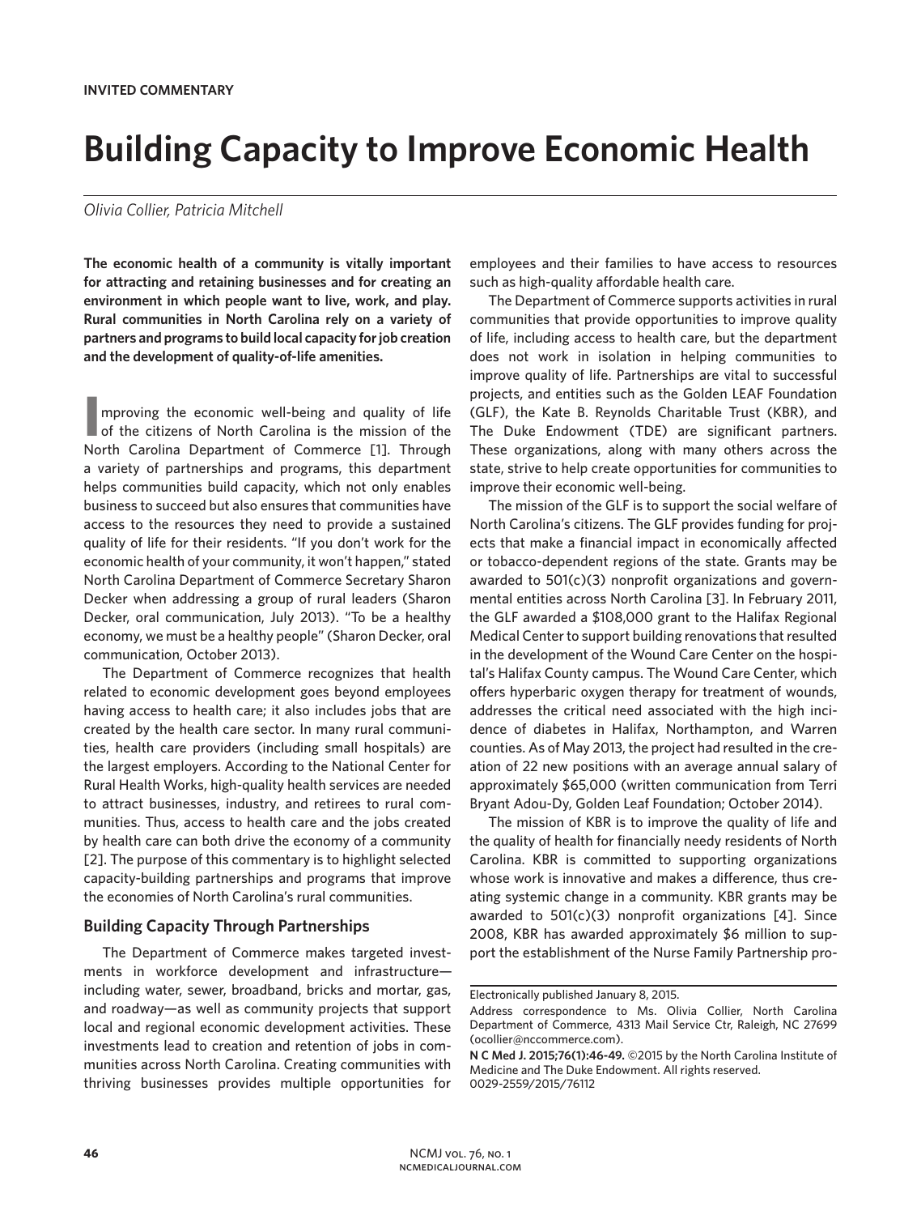**INVITED COMMENTARY**

# Building Capacity to Improve Economic Health

*Olivia Collier, Patricia Mitchell*

**The economic health of a community is vitally important for attracting and retaining businesses and for creating an environment in which people want to live, work, and play. Rural communities in North Carolina rely on a variety of partners and programs to build local capacity for job creation and the development of quality-of-life amenities.**

Improving the economic well-being and quality of life of the citizens of North Carolina is the mission of the North Carolina Department of Commerce [1]. Through a variety of partnerships and programs, this department helps communities build capacity, which not only enables business to succeed but also ensures that communities have access to the resources they need to provide a sustained quality of life for their residents. "If you don't work for the economic health of your community, it won't happen," stated North Carolina Department of Commerce Secretary Sharon Decker when addressing a group of rural leaders (Sharon Decker, oral communication, July 2013). "To be a healthy economy, we must be a healthy people" (Sharon Decker, oral communication, October 2013).

The Department of Commerce recognizes that health related to economic development goes beyond employees having access to health care; it also includes jobs that are created by the health care sector. In many rural communities, health care providers (including small hospitals) are the largest employers. According to the National Center for Rural Health Works, high-quality health services are needed to attract businesses, industry, and retirees to rural communities. Thus, access to health care and the jobs created by health care can both drive the economy of a community [2]. The purpose of this commentary is to highlight selected capacity-building partnerships and programs that improve the economies of North Carolina's rural communities.

## Building Capacity Through Partnerships

The Department of Commerce makes targeted investments in workforce development and infrastructure—including water, sewer, broadband, bricks and mortar, gas, and roadway—as well as community projects that support local and regional economic development activities. These investments lead to creation and retention of jobs in communities across North Carolina. Creating communities with thriving businesses provides multiple opportunities for employees and their families to have access to resources such as high-quality affordable health care.

The Department of Commerce supports activities in rural communities that provide opportunities to improve quality of life, including access to health care, but the department does not work in isolation in helping communities to improve quality of life. Partnerships are vital to successful projects, and entities such as the Golden LEAF Foundation (GLF), the Kate B. Reynolds Charitable Trust (KBR), and The Duke Endowment (TDE) are significant partners. These organizations, along with many others across the state, strive to help create opportunities for communities to improve their economic well-being.

The mission of the GLF is to support the social welfare of North Carolina's citizens. The GLF provides funding for projects that make a financial impact in economically affected or tobacco-dependent regions of the state. Grants may be awarded to 501(c)(3) nonprofit organizations and governmental entities across North Carolina [3]. In February 2011, the GLF awarded a $108,000 grant to the Halifax Regional Medical Center to support building renovations that resulted in the development of the Wound Care Center on the hospital's Halifax County campus. The Wound Care Center, which offers hyperbaric oxygen therapy for treatment of wounds, addresses the critical need associated with the high incidence of diabetes in Halifax, Northampton, and Warren counties. As of May 2013, the project had resulted in the creation of 22 new positions with an average annual salary of approximately $65,000 (written communication from Terri Bryant Adou-Dy, Golden Leaf Foundation; October 2014).

The mission of KBR is to improve the quality of life and the quality of health for financially needy residents of North Carolina. KBR is committed to supporting organizations whose work is innovative and makes a difference, thus creating systemic change in a community. KBR grants may be awarded to 501(c)(3) nonprofit organizations [4]. Since 2008, KBR has awarded approximately $6 million to support the establishment of the Nurse Family Partnership pro-

---

Electronically published January 8, 2015.

Address correspondence to Ms. Olivia Collier, North Carolina Department of Commerce, 4313 Mail Service Ctr, Raleigh, NC 27699 (ocollier@nccommerce.com).

**N C Med J. 2015;76(1):46-49.** ©2015 by the North Carolina Institute of Medicine and The Duke Endowment. All rights reserved. 0029-2559/2015/76112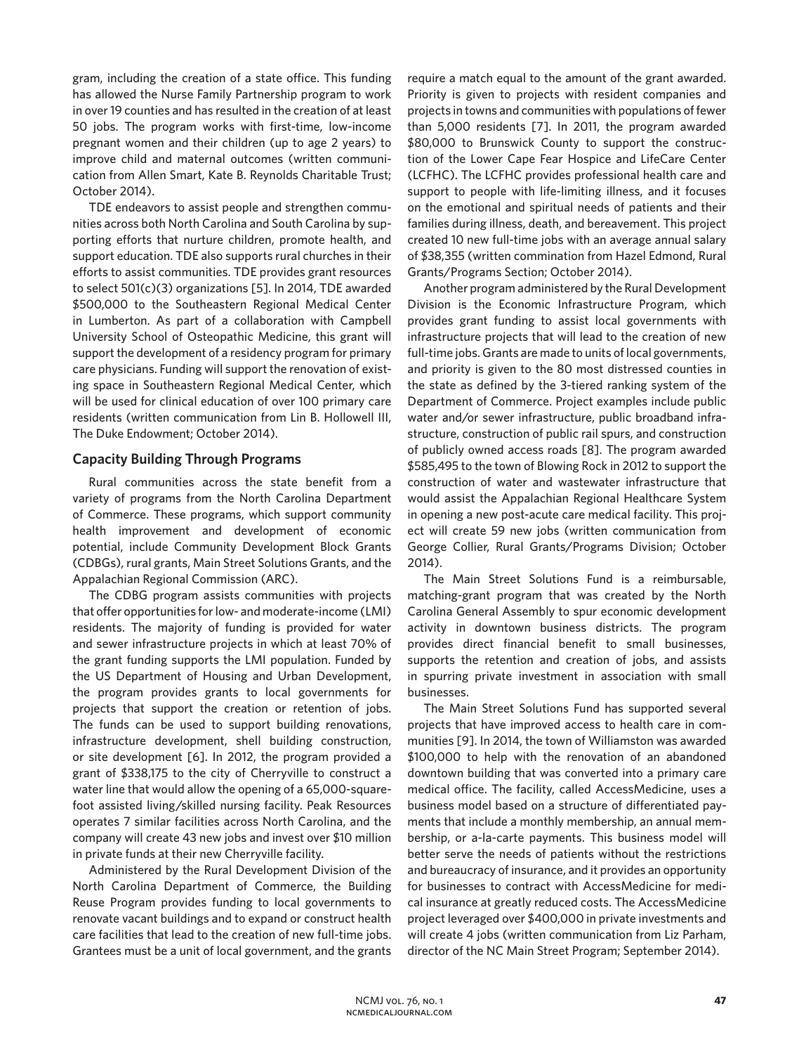gram, including the creation of a state office. This funding has allowed the Nurse Family Partnership program to work in over 19 counties and has resulted in the creation of at least 50 jobs. The program works with first-time, low-income pregnant women and their children (up to age 2 years) to improve child and maternal outcomes (written communication from Allen Smart, Kate B. Reynolds Charitable Trust; October 2014).

TDE endeavors to assist people and strengthen communities across both North Carolina and South Carolina by supporting efforts that nurture children, promote health, and support education. TDE also supports rural churches in their efforts to assist communities. TDE provides grant resources to select 501(c)(3) organizations [5]. In 2014, TDE awarded $500,000 to the Southeastern Regional Medical Center in Lumberton. As part of a collaboration with Campbell University School of Osteopathic Medicine, this grant will support the development of a residency program for primary care physicians. Funding will support the renovation of existing space in Southeastern Regional Medical Center, which will be used for clinical education of over 100 primary care residents (written communication from Lin B. Hollowell III, The Duke Endowment; October 2014).

### Capacity Building Through Programs

Rural communities across the state benefit from a variety of programs from the North Carolina Department of Commerce. These programs, which support community health improvement and development of economic potential, include Community Development Block Grants (CDBGs), rural grants, Main Street Solutions Grants, and the Appalachian Regional Commission (ARC).

The CDBG program assists communities with projects that offer opportunities for low- and moderate-income (LMI) residents. The majority of funding is provided for water and sewer infrastructure projects in which at least 70% of the grant funding supports the LMI population. Funded by the US Department of Housing and Urban Development, the program provides grants to local governments for projects that support the creation or retention of jobs. The funds can be used to support building renovations, infrastructure development, shell building construction, or site development [6]. In 2012, the program provided a grant of $338,175 to the city of Cherryville to construct a water line that would allow the opening of a 65,000-square-foot assisted living/skilled nursing facility. Peak Resources operates 7 similar facilities across North Carolina, and the company will create 43 new jobs and invest over $10 million in private funds at their new Cherryville facility.

Administered by the Rural Development Division of the North Carolina Department of Commerce, the Building Reuse Program provides funding to local governments to renovate vacant buildings and to expand or construct health care facilities that lead to the creation of new full-time jobs. Grantees must be a unit of local government, and the grants require a match equal to the amount of the grant awarded. Priority is given to projects with resident companies and projects in towns and communities with populations of fewer than 5,000 residents [7]. In 2011, the program awarded $80,000 to Brunswick County to support the construction of the Lower Cape Fear Hospice and LifeCare Center (LCFHC). The LCFHC provides professional health care and support to people with life-limiting illness, and it focuses on the emotional and spiritual needs of patients and their families during illness, death, and bereavement. This project created 10 new full-time jobs with an average annual salary of $38,355 (written commination from Hazel Edmond, Rural Grants/Programs Section; October 2014).

Another program administered by the Rural Development Division is the Economic Infrastructure Program, which provides grant funding to assist local governments with infrastructure projects that will lead to the creation of new full-time jobs. Grants are made to units of local governments, and priority is given to the 80 most distressed counties in the state as defined by the 3-tiered ranking system of the Department of Commerce. Project examples include public water and/or sewer infrastructure, public broadband infrastructure, construction of public rail spurs, and construction of publicly owned access roads [8]. The program awarded $585,495 to the town of Blowing Rock in 2012 to support the construction of water and wastewater infrastructure that would assist the Appalachian Regional Healthcare System in opening a new post-acute care medical facility. This project will create 59 new jobs (written communication from George Collier, Rural Grants/Programs Division; October 2014).

The Main Street Solutions Fund is a reimbursable, matching-grant program that was created by the North Carolina General Assembly to spur economic development activity in downtown business districts. The program provides direct financial benefit to small businesses, supports the retention and creation of jobs, and assists in spurring private investment in association with small businesses.

The Main Street Solutions Fund has supported several projects that have improved access to health care in communities [9]. In 2014, the town of Williamston was awarded $100,000 to help with the renovation of an abandoned downtown building that was converted into a primary care medical office. The facility, called AccessMedicine, uses a business model based on a structure of differentiated payments that include a monthly membership, an annual membership, or a-la-carte payments. This business model will better serve the needs of patients without the restrictions and bureaucracy of insurance, and it provides an opportunity for businesses to contract with AccessMedicine for medical insurance at greatly reduced costs. The AccessMedicine project leveraged over $400,000 in private investments and will create 4 jobs (written communication from Liz Parham, director of the NC Main Street Program; September 2014).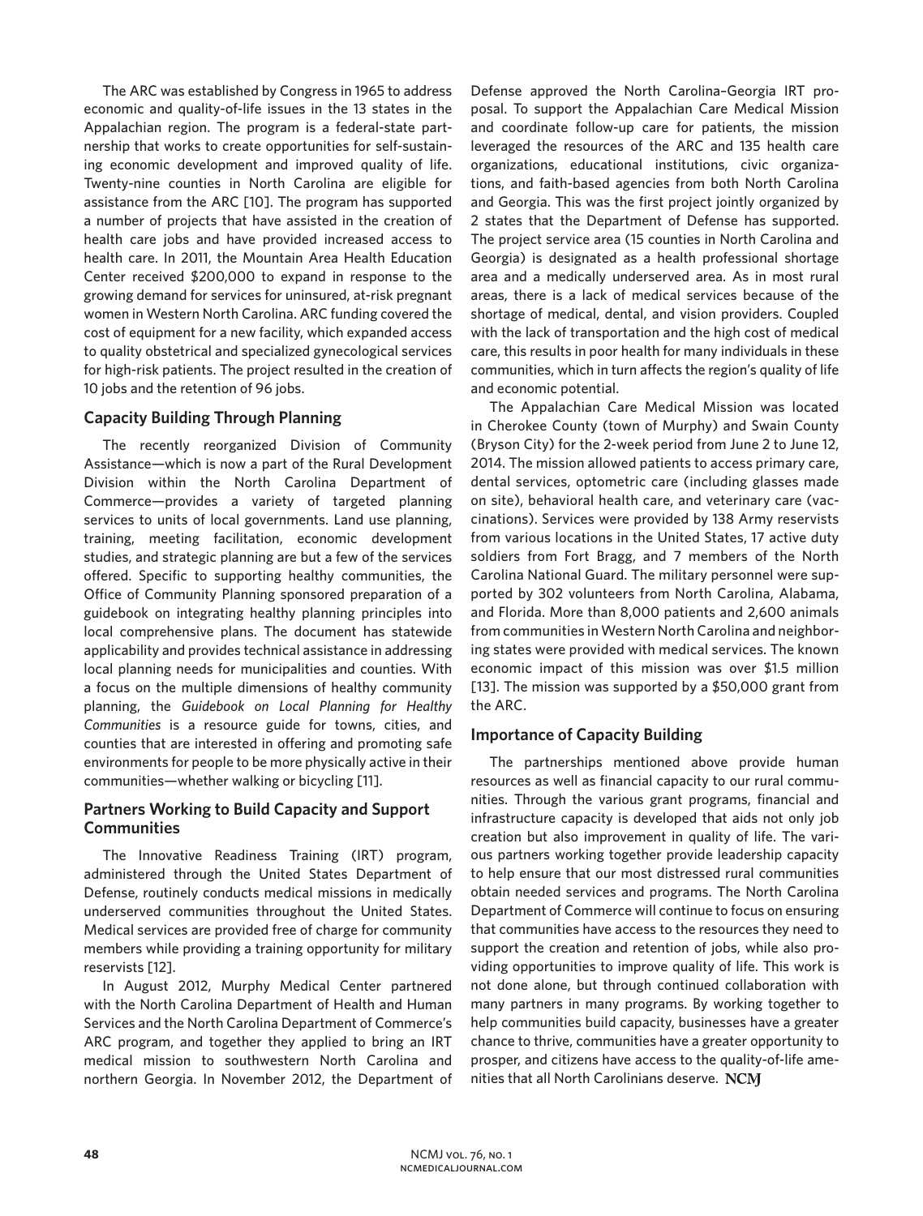The ARC was established by Congress in 1965 to address economic and quality-of-life issues in the 13 states in the Appalachian region. The program is a federal-state partnership that works to create opportunities for self-sustaining economic development and improved quality of life. Twenty-nine counties in North Carolina are eligible for assistance from the ARC [10]. The program has supported a number of projects that have assisted in the creation of health care jobs and have provided increased access to health care. In 2011, the Mountain Area Health Education Center received $200,000 to expand in response to the growing demand for services for uninsured, at-risk pregnant women in Western North Carolina. ARC funding covered the cost of equipment for a new facility, which expanded access to quality obstetrical and specialized gynecological services for high-risk patients. The project resulted in the creation of 10 jobs and the retention of 96 jobs.

### Capacity Building Through Planning

The recently reorganized Division of Community Assistance—which is now a part of the Rural Development Division within the North Carolina Department of Commerce—provides a variety of targeted planning services to units of local governments. Land use planning, training, meeting facilitation, economic development studies, and strategic planning are but a few of the services offered. Specific to supporting healthy communities, the Office of Community Planning sponsored preparation of a guidebook on integrating healthy planning principles into local comprehensive plans. The document has statewide applicability and provides technical assistance in addressing local planning needs for municipalities and counties. With a focus on the multiple dimensions of healthy community planning, the *Guidebook on Local Planning for Healthy Communities* is a resource guide for towns, cities, and counties that are interested in offering and promoting safe environments for people to be more physically active in their communities—whether walking or bicycling [11].

### Partners Working to Build Capacity and Support Communities

The Innovative Readiness Training (IRT) program, administered through the United States Department of Defense, routinely conducts medical missions in medically underserved communities throughout the United States. Medical services are provided free of charge for community members while providing a training opportunity for military reservists [12].

In August 2012, Murphy Medical Center partnered with the North Carolina Department of Health and Human Services and the North Carolina Department of Commerce's ARC program, and together they applied to bring an IRT medical mission to southwestern North Carolina and northern Georgia. In November 2012, the Department of Defense approved the North Carolina–Georgia IRT proposal. To support the Appalachian Care Medical Mission and coordinate follow-up care for patients, the mission leveraged the resources of the ARC and 135 health care organizations, educational institutions, civic organizations, and faith-based agencies from both North Carolina and Georgia. This was the first project jointly organized by 2 states that the Department of Defense has supported. The project service area (15 counties in North Carolina and Georgia) is designated as a health professional shortage area and a medically underserved area. As in most rural areas, there is a lack of medical services because of the shortage of medical, dental, and vision providers. Coupled with the lack of transportation and the high cost of medical care, this results in poor health for many individuals in these communities, which in turn affects the region's quality of life and economic potential.

The Appalachian Care Medical Mission was located in Cherokee County (town of Murphy) and Swain County (Bryson City) for the 2-week period from June 2 to June 12, 2014. The mission allowed patients to access primary care, dental services, optometric care (including glasses made on site), behavioral health care, and veterinary care (vaccinations). Services were provided by 138 Army reservists from various locations in the United States, 17 active duty soldiers from Fort Bragg, and 7 members of the North Carolina National Guard. The military personnel were supported by 302 volunteers from North Carolina, Alabama, and Florida. More than 8,000 patients and 2,600 animals from communities in Western North Carolina and neighboring states were provided with medical services. The known economic impact of this mission was over $1.5 million [13]. The mission was supported by a $50,000 grant from the ARC.

### Importance of Capacity Building

The partnerships mentioned above provide human resources as well as financial capacity to our rural communities. Through the various grant programs, financial and infrastructure capacity is developed that aids not only job creation but also improvement in quality of life. The various partners working together provide leadership capacity to help ensure that our most distressed rural communities obtain needed services and programs. The North Carolina Department of Commerce will continue to focus on ensuring that communities have access to the resources they need to support the creation and retention of jobs, while also providing opportunities to improve quality of life. This work is not done alone, but through continued collaboration with many partners in many programs. By working together to help communities build capacity, businesses have a greater chance to thrive, communities have a greater opportunity to prosper, and citizens have access to the quality-of-life amenities that all North Carolinians deserve. NCMJ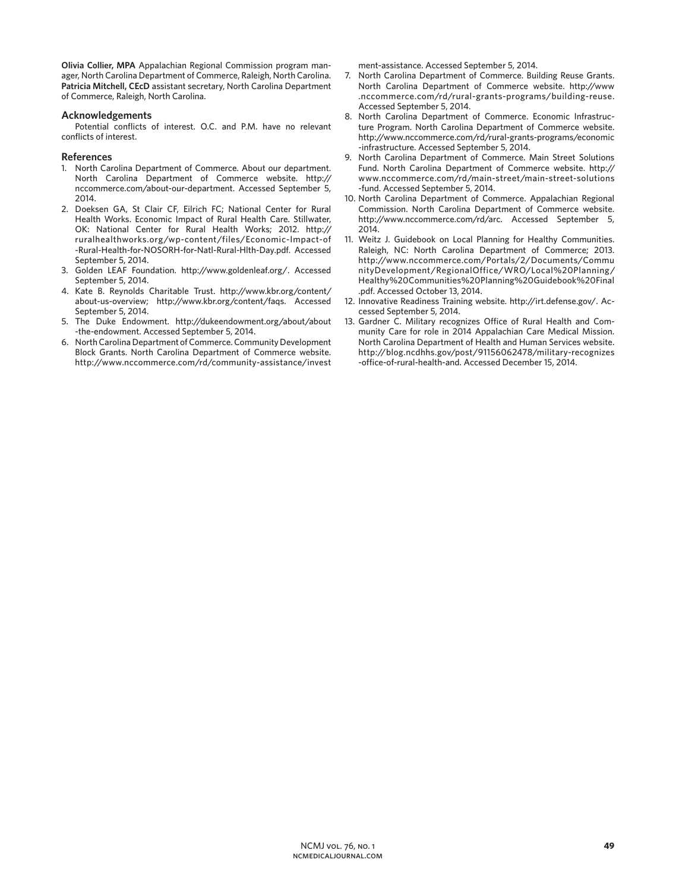**Olivia Collier, MPA** Appalachian Regional Commission program manager, North Carolina Department of Commerce, Raleigh, North Carolina.
**Patricia Mitchell, CEcD** assistant secretary, North Carolina Department of Commerce, Raleigh, North Carolina.

## Acknowledgements

Potential conflicts of interest. O.C. and P.M. have no relevant conflicts of interest.

## References

1. North Carolina Department of Commerce. About our department. North Carolina Department of Commerce website. http://nccommerce.com/about-our-department. Accessed September 5, 2014.
2. Doeksen GA, St Clair CF, Eilrich FC; National Center for Rural Health Works. Economic Impact of Rural Health Care. Stillwater, OK: National Center for Rural Health Works; 2012. http://ruralhealthworks.org/wp-content/files/Economic-Impact-of-Rural-Health-for-NOSORH-for-Natl-Rural-Hlth-Day.pdf. Accessed September 5, 2014.
3. Golden LEAF Foundation. http://www.goldenleaf.org/. Accessed September 5, 2014.
4. Kate B. Reynolds Charitable Trust. http://www.kbr.org/content/about-us-overview; http://www.kbr.org/content/faqs. Accessed September 5, 2014.
5. The Duke Endowment. http://dukeendowment.org/about/about-the-endowment. Accessed September 5, 2014.
6. North Carolina Department of Commerce. Community Development Block Grants. North Carolina Department of Commerce website. http://www.nccommerce.com/rd/community-assistance/investment-assistance. Accessed September 5, 2014.
7. North Carolina Department of Commerce. Building Reuse Grants. North Carolina Department of Commerce website. http://www.nccommerce.com/rd/rural-grants-programs/building-reuse. Accessed September 5, 2014.
8. North Carolina Department of Commerce. Economic Infrastructure Program. North Carolina Department of Commerce website. http://www.nccommerce.com/rd/rural-grants-programs/economic-infrastructure. Accessed September 5, 2014.
9. North Carolina Department of Commerce. Main Street Solutions Fund. North Carolina Department of Commerce website. http://www.nccommerce.com/rd/main-street/main-street-solutions-fund. Accessed September 5, 2014.
10. North Carolina Department of Commerce. Appalachian Regional Commission. North Carolina Department of Commerce website. http://www.nccommerce.com/rd/arc. Accessed September 5, 2014.
11. Weitz J. Guidebook on Local Planning for Healthy Communities. Raleigh, NC: North Carolina Department of Commerce; 2013. http://www.nccommerce.com/Portals/2/Documents/CommunityDevelopment/RegionalOffice/WRO/Local%20Planning/Healthy%20Communities%20Planning%20Guidebook%20Final.pdf. Accessed October 13, 2014.
12. Innovative Readiness Training website. http://irt.defense.gov/. Accessed September 5, 2014.
13. Gardner C. Military recognizes Office of Rural Health and Community Care for role in 2014 Appalachian Care Medical Mission. North Carolina Department of Health and Human Services website. http://blog.ncdhhs.gov/post/91156062478/military-recognizes-office-of-rural-health-and. Accessed December 15, 2014.